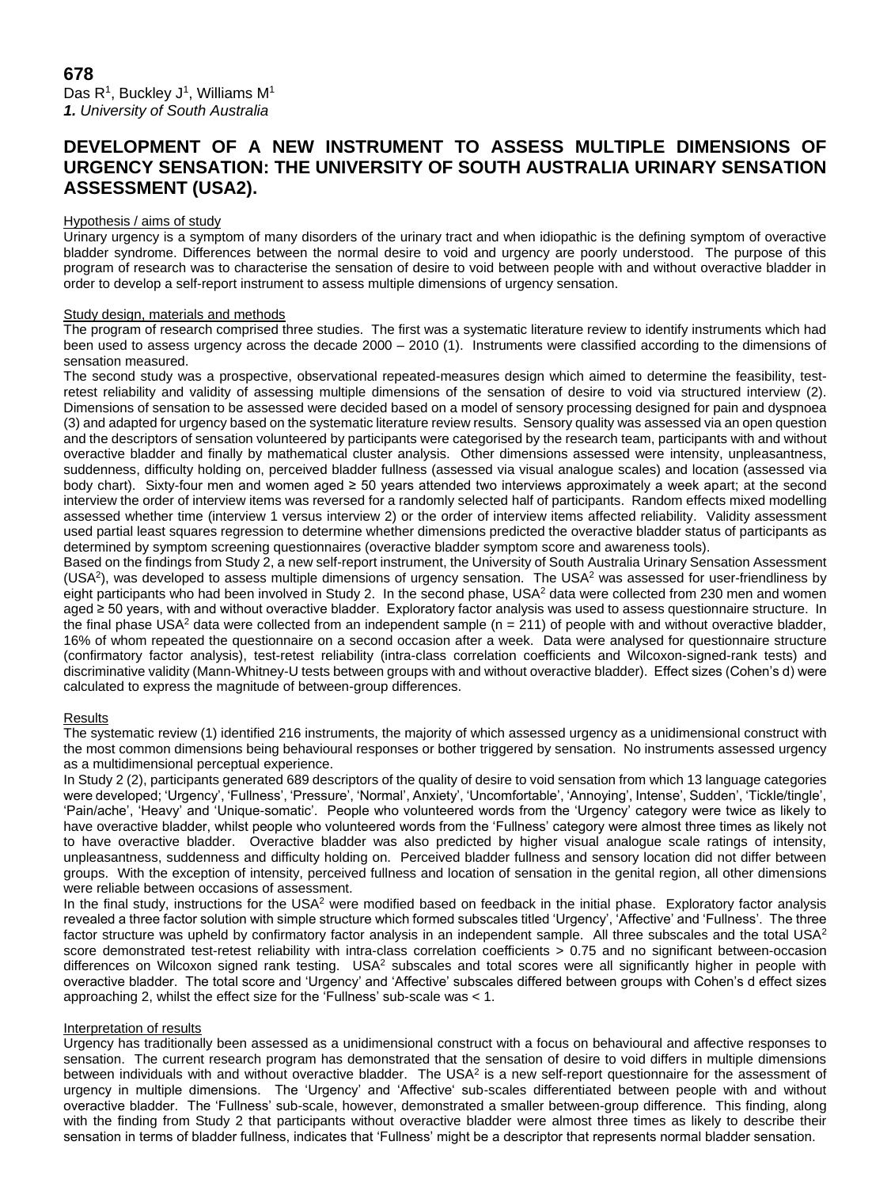**678**

Das R[1], Buckley J[1], Williams M[1]

***1.** University of South Australia*

# DEVELOPMENT OF A NEW INSTRUMENT TO ASSESS MULTIPLE DIMENSIONS OF URGENCY SENSATION: THE UNIVERSITY OF SOUTH AUSTRALIA URINARY SENSATION ASSESSMENT (USA2).

## Hypothesis / aims of study

Urinary urgency is a symptom of many disorders of the urinary tract and when idiopathic is the defining symptom of overactive bladder syndrome. Differences between the normal desire to void and urgency are poorly understood. The purpose of this program of research was to characterise the sensation of desire to void between people with and without overactive bladder in order to develop a self-report instrument to assess multiple dimensions of urgency sensation.

## Study design, materials and methods

The program of research comprised three studies. The first was a systematic literature review to identify instruments which had been used to assess urgency across the decade 2000 – 2010 (1). Instruments were classified according to the dimensions of sensation measured.

The second study was a prospective, observational repeated-measures design which aimed to determine the feasibility, test-retest reliability and validity of assessing multiple dimensions of the sensation of desire to void via structured interview (2). Dimensions of sensation to be assessed were decided based on a model of sensory processing designed for pain and dyspnoea (3) and adapted for urgency based on the systematic literature review results. Sensory quality was assessed via an open question and the descriptors of sensation volunteered by participants were categorised by the research team, participants with and without overactive bladder and finally by mathematical cluster analysis. Other dimensions assessed were intensity, unpleasantness, suddenness, difficulty holding on, perceived bladder fullness (assessed via visual analogue scales) and location (assessed via body chart). Sixty-four men and women aged ≥ 50 years attended two interviews approximately a week apart; at the second interview the order of interview items was reversed for a randomly selected half of participants. Random effects mixed modelling assessed whether time (interview 1 versus interview 2) or the order of interview items affected reliability. Validity assessment used partial least squares regression to determine whether dimensions predicted the overactive bladder status of participants as determined by symptom screening questionnaires (overactive bladder symptom score and awareness tools).

Based on the findings from Study 2, a new self-report instrument, the University of South Australia Urinary Sensation Assessment (USA$^2$), was developed to assess multiple dimensions of urgency sensation. The USA$^2$ was assessed for user-friendliness by eight participants who had been involved in Study 2. In the second phase, USA$^2$ data were collected from 230 men and women aged ≥ 50 years, with and without overactive bladder. Exploratory factor analysis was used to assess questionnaire structure. In the final phase USA$^2$ data were collected from an independent sample (n = 211) of people with and without overactive bladder, 16% of whom repeated the questionnaire on a second occasion after a week. Data were analysed for questionnaire structure (confirmatory factor analysis), test-retest reliability (intra-class correlation coefficients and Wilcoxon-signed-rank tests) and discriminative validity (Mann-Whitney-U tests between groups with and without overactive bladder). Effect sizes (Cohen's d) were calculated to express the magnitude of between-group differences.

## Results

The systematic review (1) identified 216 instruments, the majority of which assessed urgency as a unidimensional construct with the most common dimensions being behavioural responses or bother triggered by sensation. No instruments assessed urgency as a multidimensional perceptual experience.

In Study 2 (2), participants generated 689 descriptors of the quality of desire to void sensation from which 13 language categories were developed; 'Urgency', 'Fullness', 'Pressure', 'Normal', Anxiety', 'Uncomfortable', 'Annoying', Intense', Sudden', 'Tickle/tingle', 'Pain/ache', 'Heavy' and 'Unique-somatic'. People who volunteered words from the 'Urgency' category were twice as likely to have overactive bladder, whilst people who volunteered words from the 'Fullness' category were almost three times as likely not to have overactive bladder. Overactive bladder was also predicted by higher visual analogue scale ratings of intensity, unpleasantness, suddenness and difficulty holding on. Perceived bladder fullness and sensory location did not differ between groups. With the exception of intensity, perceived fullness and location of sensation in the genital region, all other dimensions were reliable between occasions of assessment.

In the final study, instructions for the USA$^2$ were modified based on feedback in the initial phase. Exploratory factor analysis revealed a three factor solution with simple structure which formed subscales titled 'Urgency', 'Affective' and 'Fullness'. The three factor structure was upheld by confirmatory factor analysis in an independent sample. All three subscales and the total USA$^2$ score demonstrated test-retest reliability with intra-class correlation coefficients > 0.75 and no significant between-occasion differences on Wilcoxon signed rank testing. USA$^2$ subscales and total scores were all significantly higher in people with overactive bladder. The total score and 'Urgency' and 'Affective' subscales differed between groups with Cohen's d effect sizes approaching 2, whilst the effect size for the 'Fullness' sub-scale was < 1.

## Interpretation of results

Urgency has traditionally been assessed as a unidimensional construct with a focus on behavioural and affective responses to sensation. The current research program has demonstrated that the sensation of desire to void differs in multiple dimensions between individuals with and without overactive bladder. The USA$^2$ is a new self-report questionnaire for the assessment of urgency in multiple dimensions. The 'Urgency' and 'Affective' sub-scales differentiated between people with and without overactive bladder. The 'Fullness' sub-scale, however, demonstrated a smaller between-group difference. This finding, along with the finding from Study 2 that participants without overactive bladder were almost three times as likely to describe their sensation in terms of bladder fullness, indicates that 'Fullness' might be a descriptor that represents normal bladder sensation.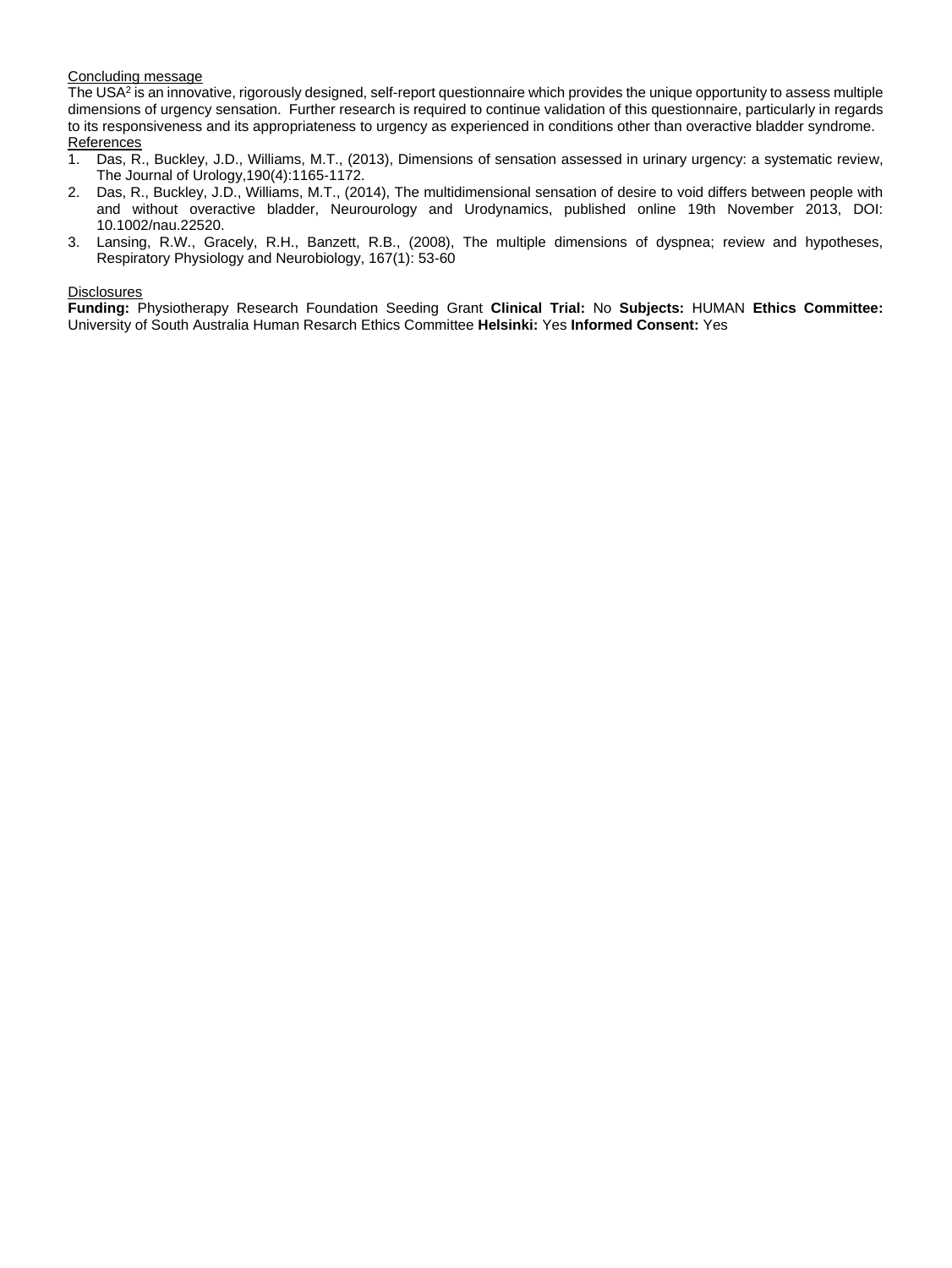## Concluding message

The USA[2] is an innovative, rigorously designed, self-report questionnaire which provides the unique opportunity to assess multiple dimensions of urgency sensation. Further research is required to continue validation of this questionnaire, particularly in regards to its responsiveness and its appropriateness to urgency as experienced in conditions other than overactive bladder syndrome.

## References

1. Das, R., Buckley, J.D., Williams, M.T., (2013), Dimensions of sensation assessed in urinary urgency: a systematic review, The Journal of Urology,190(4):1165-1172.
2. Das, R., Buckley, J.D., Williams, M.T., (2014), The multidimensional sensation of desire to void differs between people with and without overactive bladder, Neurourology and Urodynamics, published online 19th November 2013, DOI: 10.1002/nau.22520.
3. Lansing, R.W., Gracely, R.H., Banzett, R.B., (2008), The multiple dimensions of dyspnea; review and hypotheses, Respiratory Physiology and Neurobiology, 167(1): 53-60

## Disclosures

**Funding:** Physiotherapy Research Foundation Seeding Grant **Clinical Trial:** No **Subjects:** HUMAN **Ethics Committee:** University of South Australia Human Resrach Ethics Committee **Helsinki:** Yes **Informed Consent:** Yes